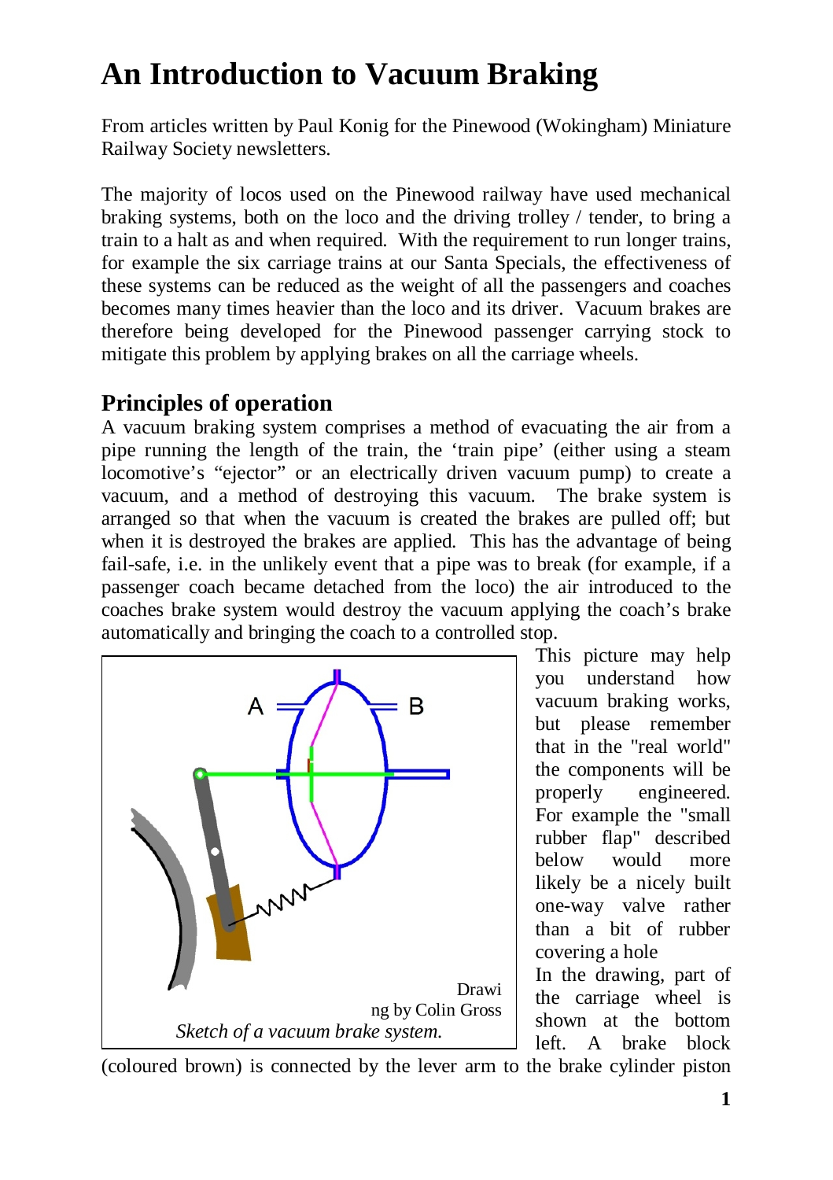# An Introduction to Vacuum Braking

From articles written by Paul Konig for the Pinewood (Wokingham) Miniature Railway Society newsletters.

The majority of locos used on the Pinewood railway have used mechanical braking systems, both on the loco and the driving trolley / tender, to bring a train to a halt as and when required. With the requirement to run longer trains, for example the six carriage trains at our Santa Specials, the effectiveness of these systems can be reduced as the weight of all the passengers and coaches becomes many times heavier than the loco and its driver. Vacuum brakes are therefore being developed for the Pinewood passenger carrying stock to mitigate this problem by applying brakes on all the carriage wheels.

## Principles of operation

A vacuum braking system comprises a method of evacuating the air from a pipe running the length of the train, the 'train pipe' (either using a steam locomotive's "ejector" or an electrically driven vacuum pump) to create a vacuum, and a method of destroying this vacuum. The brake system is arranged so that when the vacuum is created the brakes are pulled off; but when it is destroyed the brakes are applied. This has the advantage of being fail-safe, i.e. in the unlikely event that a pipe was to break (for example, if a passenger coach became detached from the loco) the air introduced to the coaches brake system would destroy the vacuum applying the coach's brake automatically and bringing the coach to a controlled stop.

Drawing by Colin Gross

*Sketch of a vacuum brake system.*

This picture may help you understand how vacuum braking works, but please remember that in the "real world" the components will be properly engineered. For example the "small rubber flap" described below would more likely be a nicely built one-way valve rather than a bit of rubber covering a hole

In the drawing, part of the carriage wheel is shown at the bottom left. A brake block (coloured brown) is connected by the lever arm to the brake cylinder piston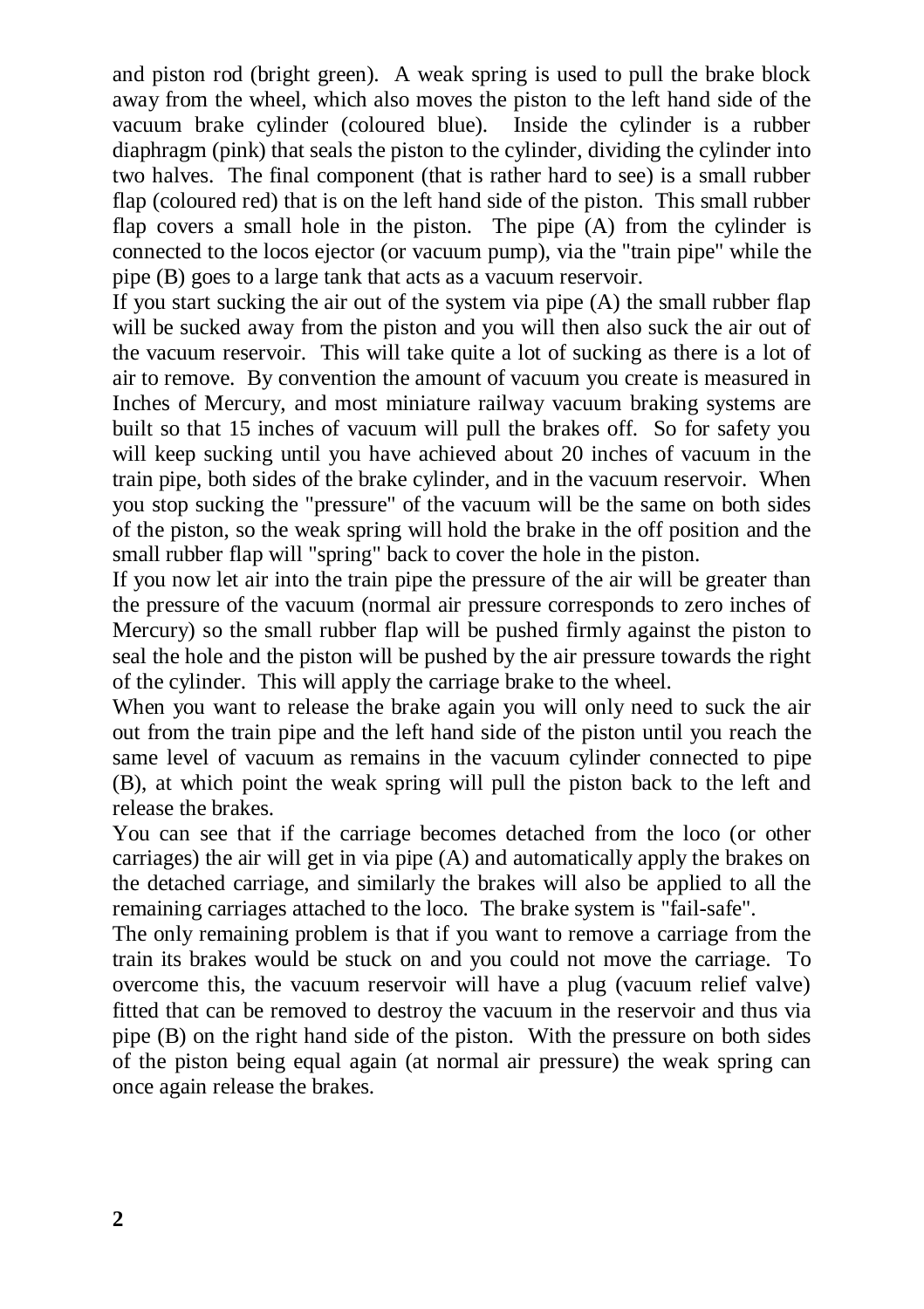and piston rod (bright green). A weak spring is used to pull the brake block away from the wheel, which also moves the piston to the left hand side of the vacuum brake cylinder (coloured blue). Inside the cylinder is a rubber diaphragm (pink) that seals the piston to the cylinder, dividing the cylinder into two halves. The final component (that is rather hard to see) is a small rubber flap (coloured red) that is on the left hand side of the piston. This small rubber flap covers a small hole in the piston. The pipe (A) from the cylinder is connected to the locos ejector (or vacuum pump), via the "train pipe" while the pipe (B) goes to a large tank that acts as a vacuum reservoir.

If you start sucking the air out of the system via pipe (A) the small rubber flap will be sucked away from the piston and you will then also suck the air out of the vacuum reservoir. This will take quite a lot of sucking as there is a lot of air to remove. By convention the amount of vacuum you create is measured in Inches of Mercury, and most miniature railway vacuum braking systems are built so that 15 inches of vacuum will pull the brakes off. So for safety you will keep sucking until you have achieved about 20 inches of vacuum in the train pipe, both sides of the brake cylinder, and in the vacuum reservoir. When you stop sucking the "pressure" of the vacuum will be the same on both sides of the piston, so the weak spring will hold the brake in the off position and the small rubber flap will "spring" back to cover the hole in the piston.

If you now let air into the train pipe the pressure of the air will be greater than the pressure of the vacuum (normal air pressure corresponds to zero inches of Mercury) so the small rubber flap will be pushed firmly against the piston to seal the hole and the piston will be pushed by the air pressure towards the right of the cylinder. This will apply the carriage brake to the wheel.

When you want to release the brake again you will only need to suck the air out from the train pipe and the left hand side of the piston until you reach the same level of vacuum as remains in the vacuum cylinder connected to pipe (B), at which point the weak spring will pull the piston back to the left and release the brakes.

You can see that if the carriage becomes detached from the loco (or other carriages) the air will get in via pipe (A) and automatically apply the brakes on the detached carriage, and similarly the brakes will also be applied to all the remaining carriages attached to the loco. The brake system is "fail-safe".

The only remaining problem is that if you want to remove a carriage from the train its brakes would be stuck on and you could not move the carriage. To overcome this, the vacuum reservoir will have a plug (vacuum relief valve) fitted that can be removed to destroy the vacuum in the reservoir and thus via pipe (B) on the right hand side of the piston. With the pressure on both sides of the piston being equal again (at normal air pressure) the weak spring can once again release the brakes.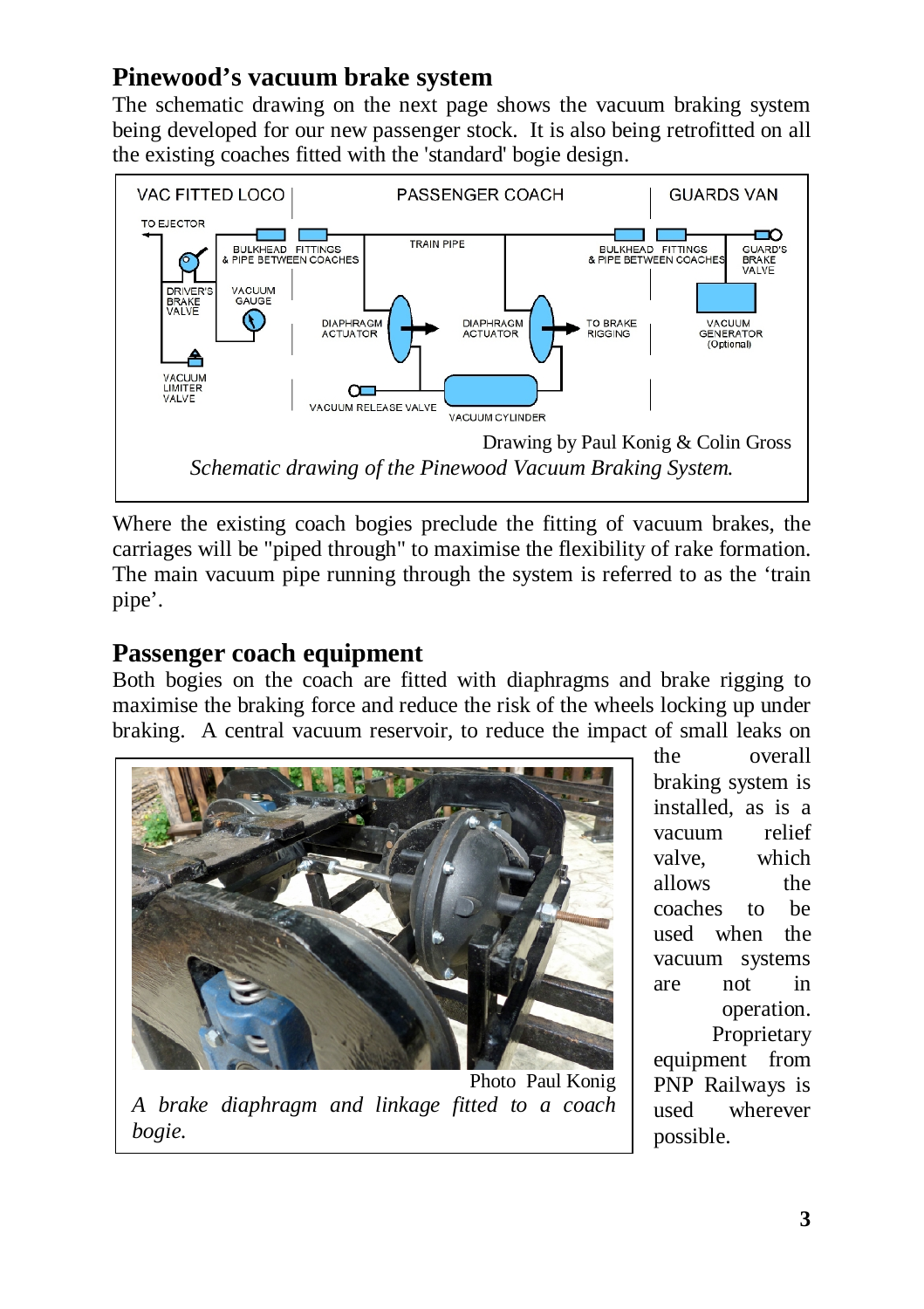## Pinewood's vacuum brake system

The schematic drawing on the next page shows the vacuum braking system being developed for our new passenger stock. It is also being retrofitted on all the existing coaches fitted with the 'standard' bogie design.

Drawing by Paul Konig & Colin Gross

*Schematic drawing of the Pinewood Vacuum Braking System.*

Where the existing coach bogies preclude the fitting of vacuum brakes, the carriages will be "piped through" to maximise the flexibility of rake formation. The main vacuum pipe running through the system is referred to as the 'train pipe'.

## Passenger coach equipment

Both bogies on the coach are fitted with diaphragms and brake rigging to maximise the braking force and reduce the risk of the wheels locking up under braking. A central vacuum reservoir, to reduce the impact of small leaks on the overall braking system is installed, as is a vacuum relief valve, which allows the coaches to be used when the vacuum systems are not in operation. Proprietary equipment from PNP Railways is used wherever possible.

Photo Paul Konig

*A brake diaphragm and linkage fitted to a coach bogie.*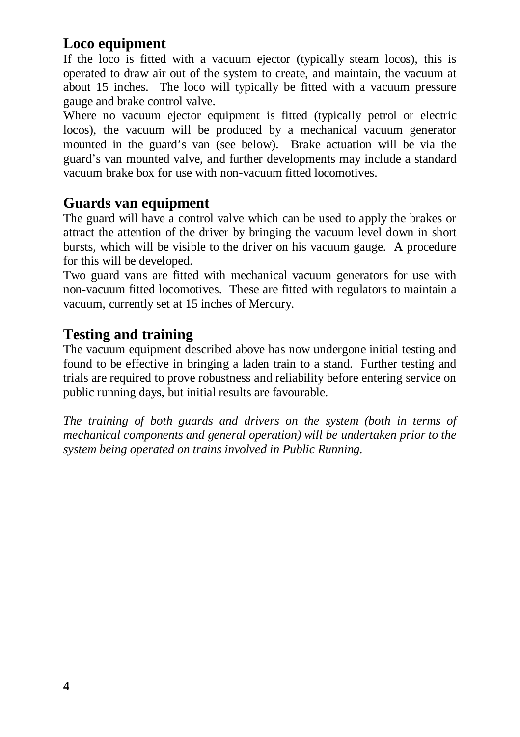## Loco equipment

If the loco is fitted with a vacuum ejector (typically steam locos), this is operated to draw air out of the system to create, and maintain, the vacuum at about 15 inches. The loco will typically be fitted with a vacuum pressure gauge and brake control valve.

Where no vacuum ejector equipment is fitted (typically petrol or electric locos), the vacuum will be produced by a mechanical vacuum generator mounted in the guard's van (see below). Brake actuation will be via the guard's van mounted valve, and further developments may include a standard vacuum brake box for use with non-vacuum fitted locomotives.

## Guards van equipment

The guard will have a control valve which can be used to apply the brakes or attract the attention of the driver by bringing the vacuum level down in short bursts, which will be visible to the driver on his vacuum gauge. A procedure for this will be developed.

Two guard vans are fitted with mechanical vacuum generators for use with non-vacuum fitted locomotives. These are fitted with regulators to maintain a vacuum, currently set at 15 inches of Mercury.

## Testing and training

The vacuum equipment described above has now undergone initial testing and found to be effective in bringing a laden train to a stand. Further testing and trials are required to prove robustness and reliability before entering service on public running days, but initial results are favourable.

*The training of both guards and drivers on the system (both in terms of mechanical components and general operation) will be undertaken prior to the system being operated on trains involved in Public Running.*